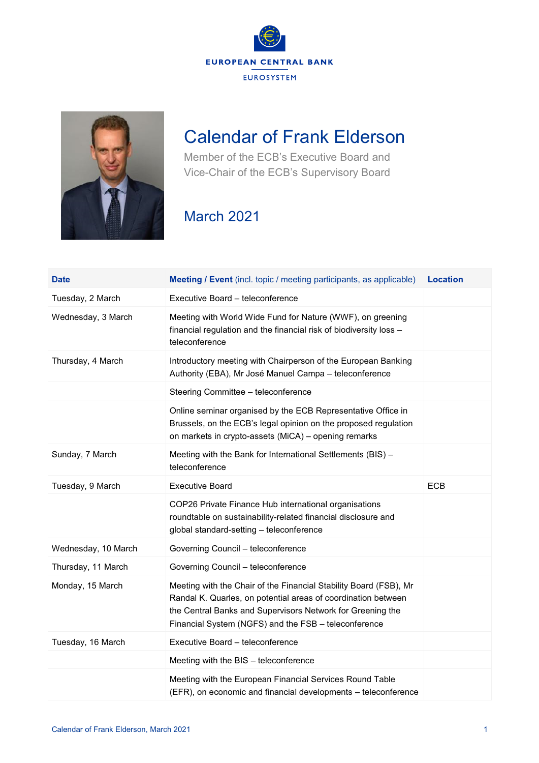EUROPEAN CENTRAL BANK

EUROSYSTEM

# Calendar of Frank Elderson

Member of the ECB's Executive Board and
Vice-Chair of the ECB's Supervisory Board

## March 2021

| **Date** | **Meeting / Event** (incl. topic / meeting participants, as applicable) | **Location** |
|---|---|---|
| Tuesday, 2 March | Executive Board – teleconference | |
| Wednesday, 3 March | Meeting with World Wide Fund for Nature (WWF), on greening financial regulation and the financial risk of biodiversity loss – teleconference | |
| Thursday, 4 March | Introductory meeting with Chairperson of the European Banking Authority (EBA), Mr José Manuel Campa – teleconference | |
| | Steering Committee – teleconference | |
| | Online seminar organised by the ECB Representative Office in Brussels, on the ECB's legal opinion on the proposed regulation on markets in crypto-assets (MiCA) – opening remarks | |
| Sunday, 7 March | Meeting with the Bank for International Settlements (BIS) – teleconference | |
| Tuesday, 9 March | Executive Board | ECB |
| | COP26 Private Finance Hub international organisations roundtable on sustainability-related financial disclosure and global standard-setting – teleconference | |
| Wednesday, 10 March | Governing Council – teleconference | |
| Thursday, 11 March | Governing Council – teleconference | |
| Monday, 15 March | Meeting with the Chair of the Financial Stability Board (FSB), Mr Randal K. Quarles, on potential areas of coordination between the Central Banks and Supervisors Network for Greening the Financial System (NGFS) and the FSB – teleconference | |
| Tuesday, 16 March | Executive Board – teleconference | |
| | Meeting with the BIS – teleconference | |
| | Meeting with the European Financial Services Round Table (EFR), on economic and financial developments – teleconference | |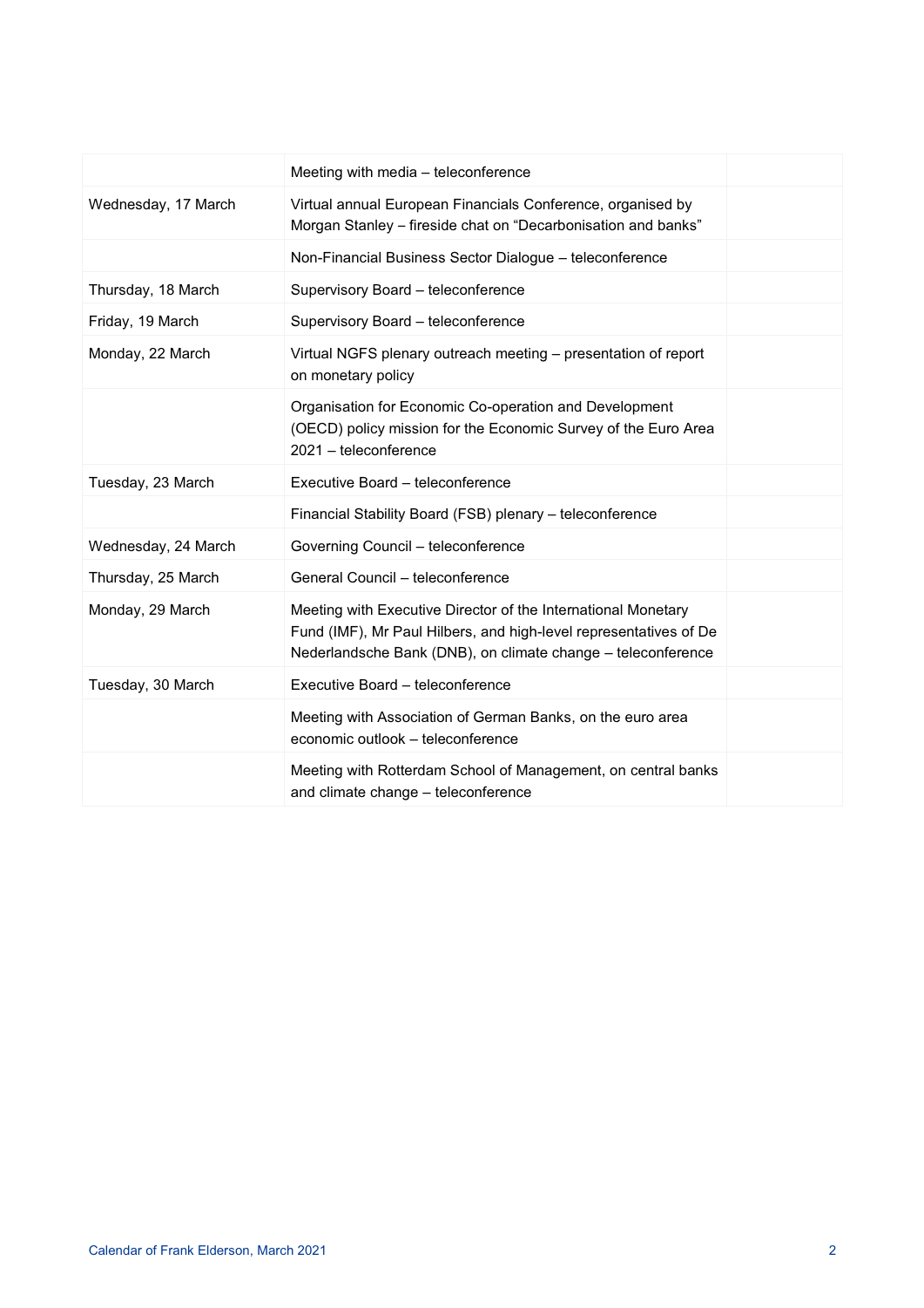| | | |
|---|---|---|
| | Meeting with media – teleconference | |
| Wednesday, 17 March | Virtual annual European Financials Conference, organised by Morgan Stanley – fireside chat on “Decarbonisation and banks” | |
| | Non-Financial Business Sector Dialogue – teleconference | |
| Thursday, 18 March | Supervisory Board – teleconference | |
| Friday, 19 March | Supervisory Board – teleconference | |
| Monday, 22 March | Virtual NGFS plenary outreach meeting – presentation of report on monetary policy | |
| | Organisation for Economic Co-operation and Development (OECD) policy mission for the Economic Survey of the Euro Area 2021 – teleconference | |
| Tuesday, 23 March | Executive Board – teleconference | |
| | Financial Stability Board (FSB) plenary – teleconference | |
| Wednesday, 24 March | Governing Council – teleconference | |
| Thursday, 25 March | General Council – teleconference | |
| Monday, 29 March | Meeting with Executive Director of the International Monetary Fund (IMF), Mr Paul Hilbers, and high-level representatives of De Nederlandsche Bank (DNB), on climate change – teleconference | |
| Tuesday, 30 March | Executive Board – teleconference | |
| | Meeting with Association of German Banks, on the euro area economic outlook – teleconference | |
| | Meeting with Rotterdam School of Management, on central banks and climate change – teleconference | |